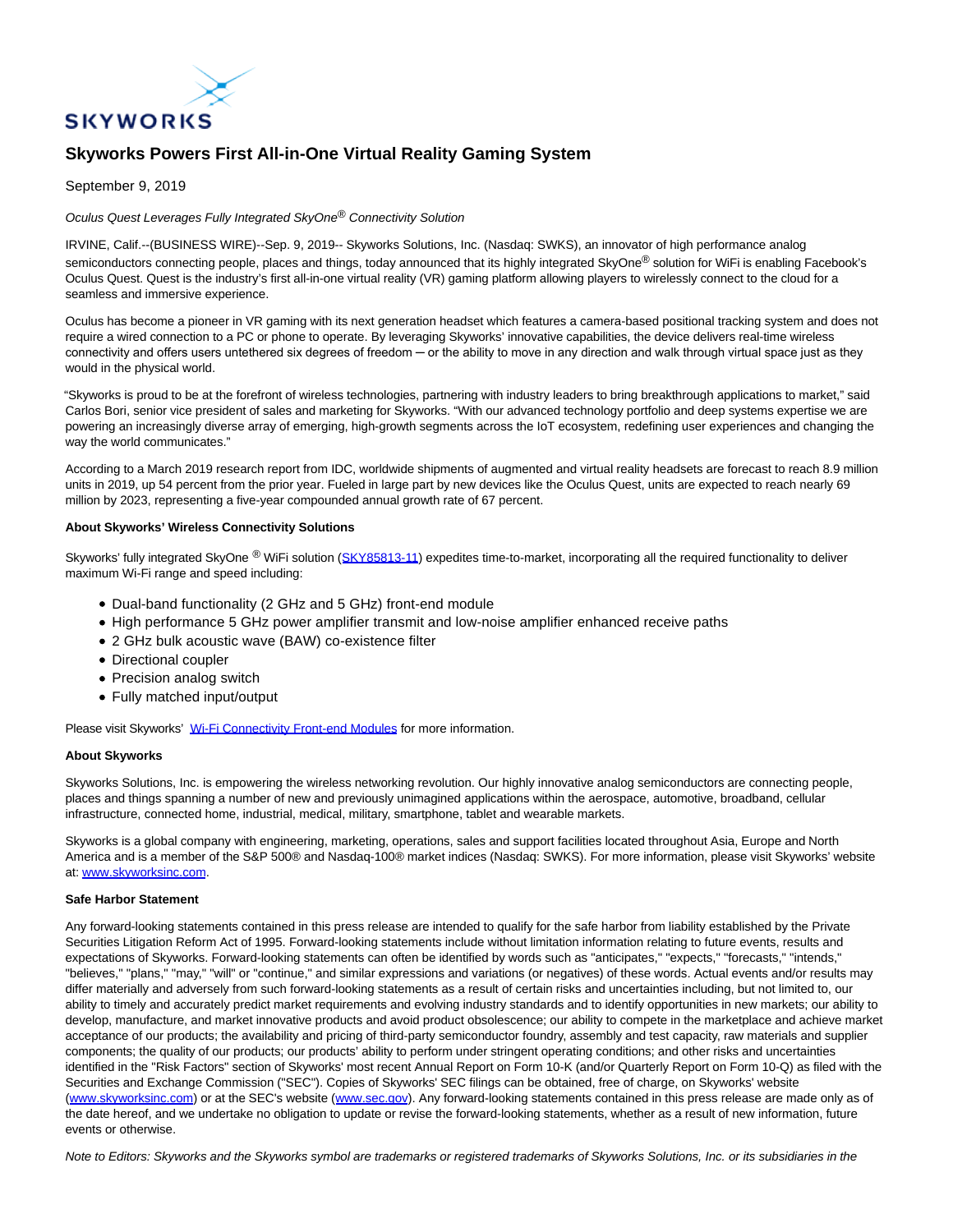# Skyworks Powers First All-in-One Virtual Reality Gaming System

September 9, 2019

*Oculus Quest Leverages Fully Integrated SkyOne® Connectivity Solution*

IRVINE, Calif.--(BUSINESS WIRE)--Sep. 9, 2019-- Skyworks Solutions, Inc. (Nasdaq: SWKS), an innovator of high performance analog semiconductors connecting people, places and things, today announced that its highly integrated SkyOne® solution for WiFi is enabling Facebook's Oculus Quest. Quest is the industry's first all-in-one virtual reality (VR) gaming platform allowing players to wirelessly connect to the cloud for a seamless and immersive experience.

Oculus has become a pioneer in VR gaming with its next generation headset which features a camera-based positional tracking system and does not require a wired connection to a PC or phone to operate. By leveraging Skyworks' innovative capabilities, the device delivers real-time wireless connectivity and offers users untethered six degrees of freedom ─ or the ability to move in any direction and walk through virtual space just as they would in the physical world.

"Skyworks is proud to be at the forefront of wireless technologies, partnering with industry leaders to bring breakthrough applications to market," said Carlos Bori, senior vice president of sales and marketing for Skyworks. "With our advanced technology portfolio and deep systems expertise we are powering an increasingly diverse array of emerging, high-growth segments across the IoT ecosystem, redefining user experiences and changing the way the world communicates."

According to a March 2019 research report from IDC, worldwide shipments of augmented and virtual reality headsets are forecast to reach 8.9 million units in 2019, up 54 percent from the prior year. Fueled in large part by new devices like the Oculus Quest, units are expected to reach nearly 69 million by 2023, representing a five-year compounded annual growth rate of 67 percent.

**About Skyworks' Wireless Connectivity Solutions**

Skyworks' fully integrated SkyOne ® WiFi solution (SKY85813-11) expedites time-to-market, incorporating all the required functionality to deliver maximum Wi-Fi range and speed including:

- Dual-band functionality (2 GHz and 5 GHz) front-end module
- High performance 5 GHz power amplifier transmit and low-noise amplifier enhanced receive paths
- 2 GHz bulk acoustic wave (BAW) co-existence filter
- Directional coupler
- Precision analog switch
- Fully matched input/output

Please visit Skyworks' Wi-Fi Connectivity Front-end Modules for more information.

**About Skyworks**

Skyworks Solutions, Inc. is empowering the wireless networking revolution. Our highly innovative analog semiconductors are connecting people, places and things spanning a number of new and previously unimagined applications within the aerospace, automotive, broadband, cellular infrastructure, connected home, industrial, medical, military, smartphone, tablet and wearable markets.

Skyworks is a global company with engineering, marketing, operations, sales and support facilities located throughout Asia, Europe and North America and is a member of the S&P 500® and Nasdaq-100® market indices (Nasdaq: SWKS). For more information, please visit Skyworks' website at: www.skyworksinc.com.

**Safe Harbor Statement**

Any forward-looking statements contained in this press release are intended to qualify for the safe harbor from liability established by the Private Securities Litigation Reform Act of 1995. Forward-looking statements include without limitation information relating to future events, results and expectations of Skyworks. Forward-looking statements can often be identified by words such as "anticipates," "expects," "forecasts," "intends," "believes," "plans," "may," "will" or "continue," and similar expressions and variations (or negatives) of these words. Actual events and/or results may differ materially and adversely from such forward-looking statements as a result of certain risks and uncertainties including, but not limited to, our ability to timely and accurately predict market requirements and evolving industry standards and to identify opportunities in new markets; our ability to develop, manufacture, and market innovative products and avoid product obsolescence; our ability to compete in the marketplace and achieve market acceptance of our products; the availability and pricing of third-party semiconductor foundry, assembly and test capacity, raw materials and supplier components; the quality of our products; our products' ability to perform under stringent operating conditions; and other risks and uncertainties identified in the "Risk Factors" section of Skyworks' most recent Annual Report on Form 10-K (and/or Quarterly Report on Form 10-Q) as filed with the Securities and Exchange Commission ("SEC"). Copies of Skyworks' SEC filings can be obtained, free of charge, on Skyworks' website (www.skyworksinc.com) or at the SEC's website (www.sec.gov). Any forward-looking statements contained in this press release are made only as of the date hereof, and we undertake no obligation to update or revise the forward-looking statements, whether as a result of new information, future events or otherwise.

*Note to Editors: Skyworks and the Skyworks symbol are trademarks or registered trademarks of Skyworks Solutions, Inc. or its subsidiaries in the*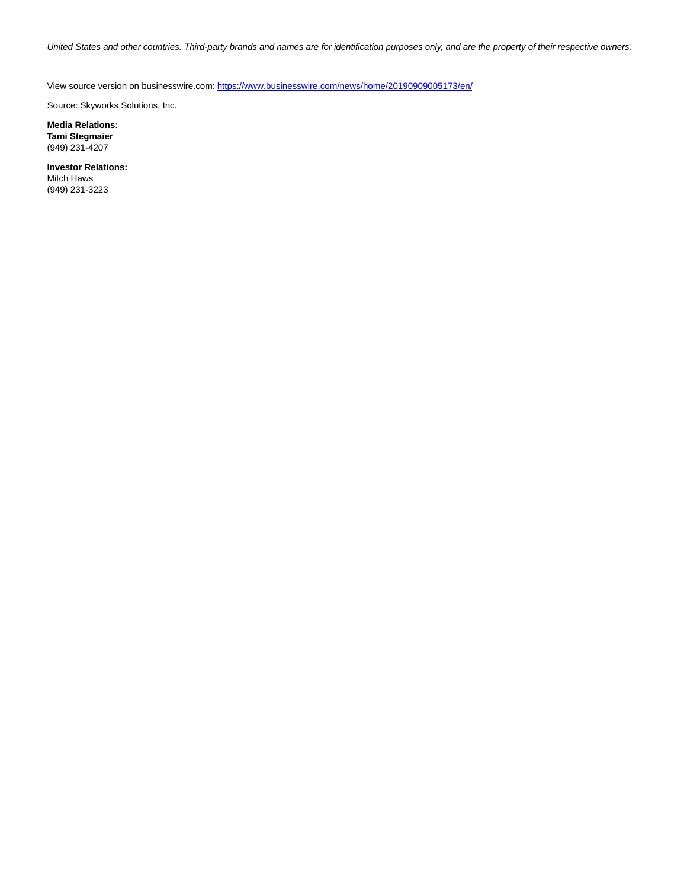*United States and other countries. Third-party brands and names are for identification purposes only, and are the property of their respective owners.*

View source version on businesswire.com: https://www.businesswire.com/news/home/20190909005173/en/

Source: Skyworks Solutions, Inc.

**Media Relations:**
**Tami Stegmaier**
(949) 231-4207

**Investor Relations:**
Mitch Haws
(949) 231-3223